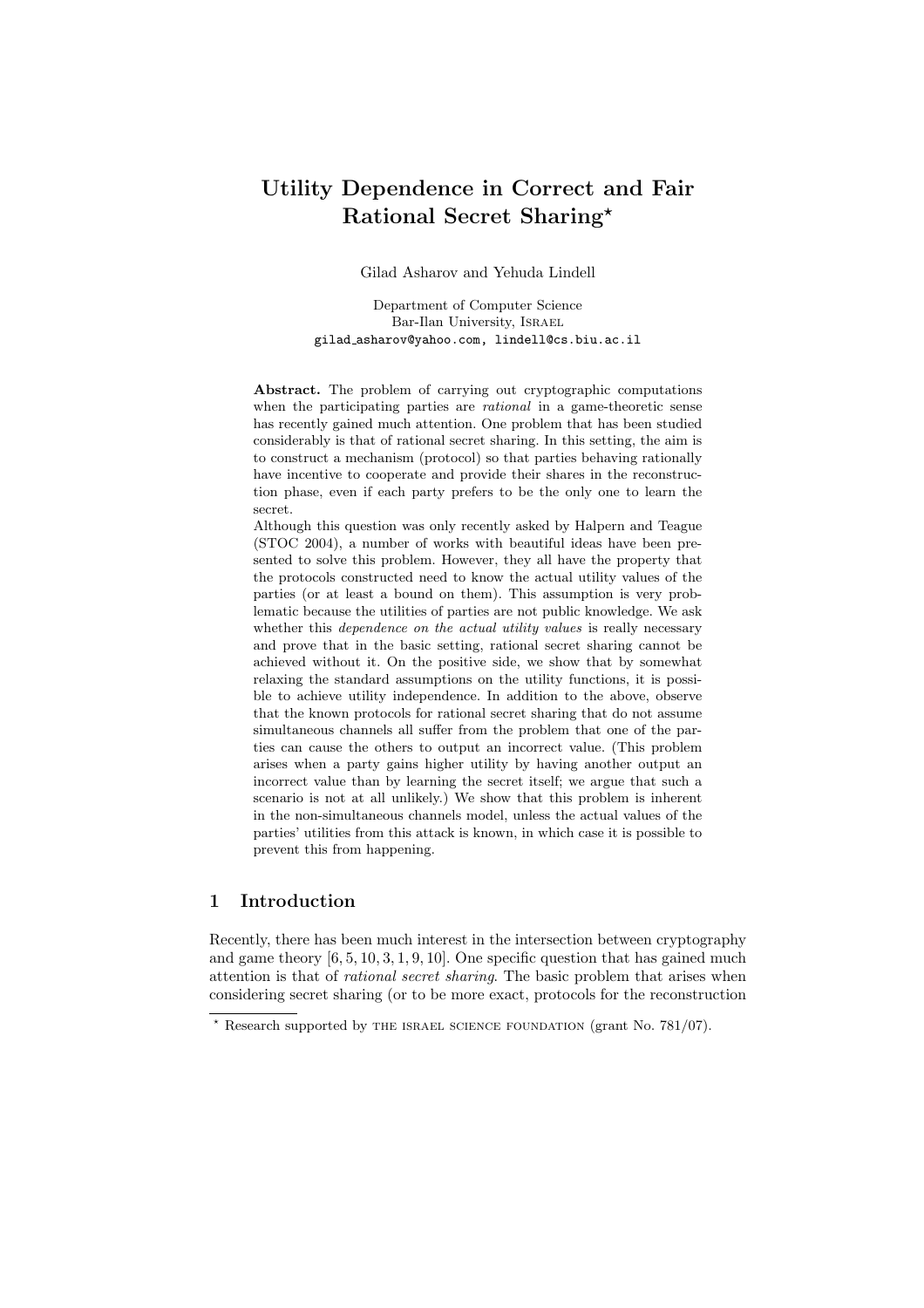# Utility Dependence in Correct and Fair Rational Secret Sharing*

Gilad Asharov and Yehuda Lindell

Department of Computer Science
Bar-Ilan University, Israel
gilad_asharov@yahoo.com, lindell@cs.biu.ac.il

**Abstract.** The problem of carrying out cryptographic computations when the participating parties are *rational* in a game-theoretic sense has recently gained much attention. One problem that has been studied considerably is that of rational secret sharing. In this setting, the aim is to construct a mechanism (protocol) so that parties behaving rationally have incentive to cooperate and provide their shares in the reconstruction phase, even if each party prefers to be the only one to learn the secret.

Although this question was only recently asked by Halpern and Teague (STOC 2004), a number of works with beautiful ideas have been presented to solve this problem. However, they all have the property that the protocols constructed need to know the actual utility values of the parties (or at least a bound on them). This assumption is very problematic because the utilities of parties are not public knowledge. We ask whether this *dependence on the actual utility values* is really necessary and prove that in the basic setting, rational secret sharing cannot be achieved without it. On the positive side, we show that by somewhat relaxing the standard assumptions on the utility functions, it is possible to achieve utility independence. In addition to the above, observe that the known protocols for rational secret sharing that do not assume simultaneous channels all suffer from the problem that one of the parties can cause the others to output an incorrect value. (This problem arises when a party gains higher utility by having another output an incorrect value than by learning the secret itself; we argue that such a scenario is not at all unlikely.) We show that this problem is inherent in the non-simultaneous channels model, unless the actual values of the parties' utilities from this attack is known, in which case it is possible to prevent this from happening.

## 1 Introduction

Recently, there has been much interest in the intersection between cryptography and game theory [6, 5, 10, 3, 1, 9, 10]. One specific question that has gained much attention is that of *rational secret sharing*. The basic problem that arises when considering secret sharing (or to be more exact, protocols for the reconstruction

* Research supported by the israel science foundation (grant No. 781/07).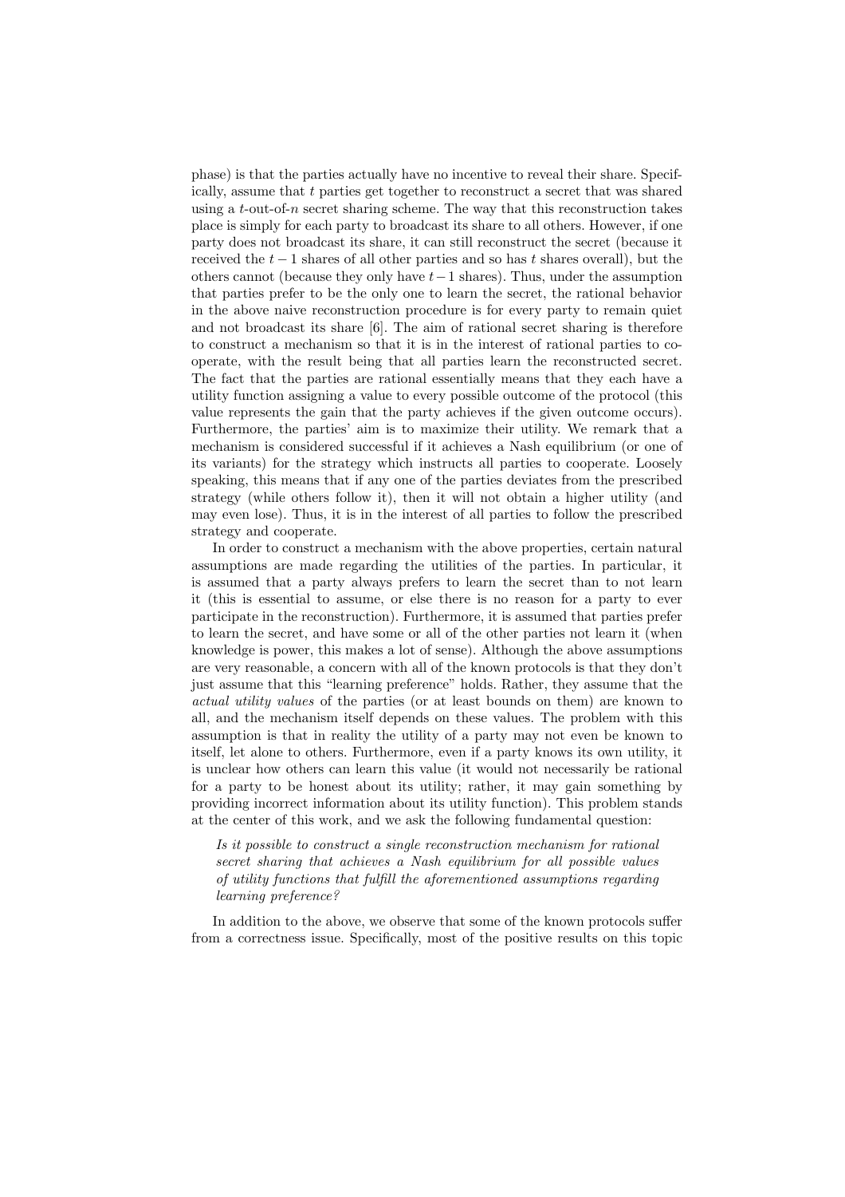phase) is that the parties actually have no incentive to reveal their share. Specifically, assume that $t$ parties get together to reconstruct a secret that was shared using a $t$-out-of-$n$ secret sharing scheme. The way that this reconstruction takes place is simply for each party to broadcast its share to all others. However, if one party does not broadcast its share, it can still reconstruct the secret (because it received the $t-1$ shares of all other parties and so has $t$ shares overall), but the others cannot (because they only have $t-1$ shares). Thus, under the assumption that parties prefer to be the only one to learn the secret, the rational behavior in the above naive reconstruction procedure is for every party to remain quiet and not broadcast its share [6]. The aim of rational secret sharing is therefore to construct a mechanism so that it is in the interest of rational parties to cooperate, with the result being that all parties learn the reconstructed secret. The fact that the parties are rational essentially means that they each have a utility function assigning a value to every possible outcome of the protocol (this value represents the gain that the party achieves if the given outcome occurs). Furthermore, the parties' aim is to maximize their utility. We remark that a mechanism is considered successful if it achieves a Nash equilibrium (or one of its variants) for the strategy which instructs all parties to cooperate. Loosely speaking, this means that if any one of the parties deviates from the prescribed strategy (while others follow it), then it will not obtain a higher utility (and may even lose). Thus, it is in the interest of all parties to follow the prescribed strategy and cooperate.

In order to construct a mechanism with the above properties, certain natural assumptions are made regarding the utilities of the parties. In particular, it is assumed that a party always prefers to learn the secret than to not learn it (this is essential to assume, or else there is no reason for a party to ever participate in the reconstruction). Furthermore, it is assumed that parties prefer to learn the secret, and have some or all of the other parties not learn it (when knowledge is power, this makes a lot of sense). Although the above assumptions are very reasonable, a concern with all of the known protocols is that they don't just assume that this "learning preference" holds. Rather, they assume that the *actual utility values* of the parties (or at least bounds on them) are known to all, and the mechanism itself depends on these values. The problem with this assumption is that in reality the utility of a party may not even be known to itself, let alone to others. Furthermore, even if a party knows its own utility, it is unclear how others can learn this value (it would not necessarily be rational for a party to be honest about its utility; rather, it may gain something by providing incorrect information about its utility function). This problem stands at the center of this work, and we ask the following fundamental question:

> *Is it possible to construct a single reconstruction mechanism for rational secret sharing that achieves a Nash equilibrium for all possible values of utility functions that fulfill the aforementioned assumptions regarding learning preference?*

In addition to the above, we observe that some of the known protocols suffer from a correctness issue. Specifically, most of the positive results on this topic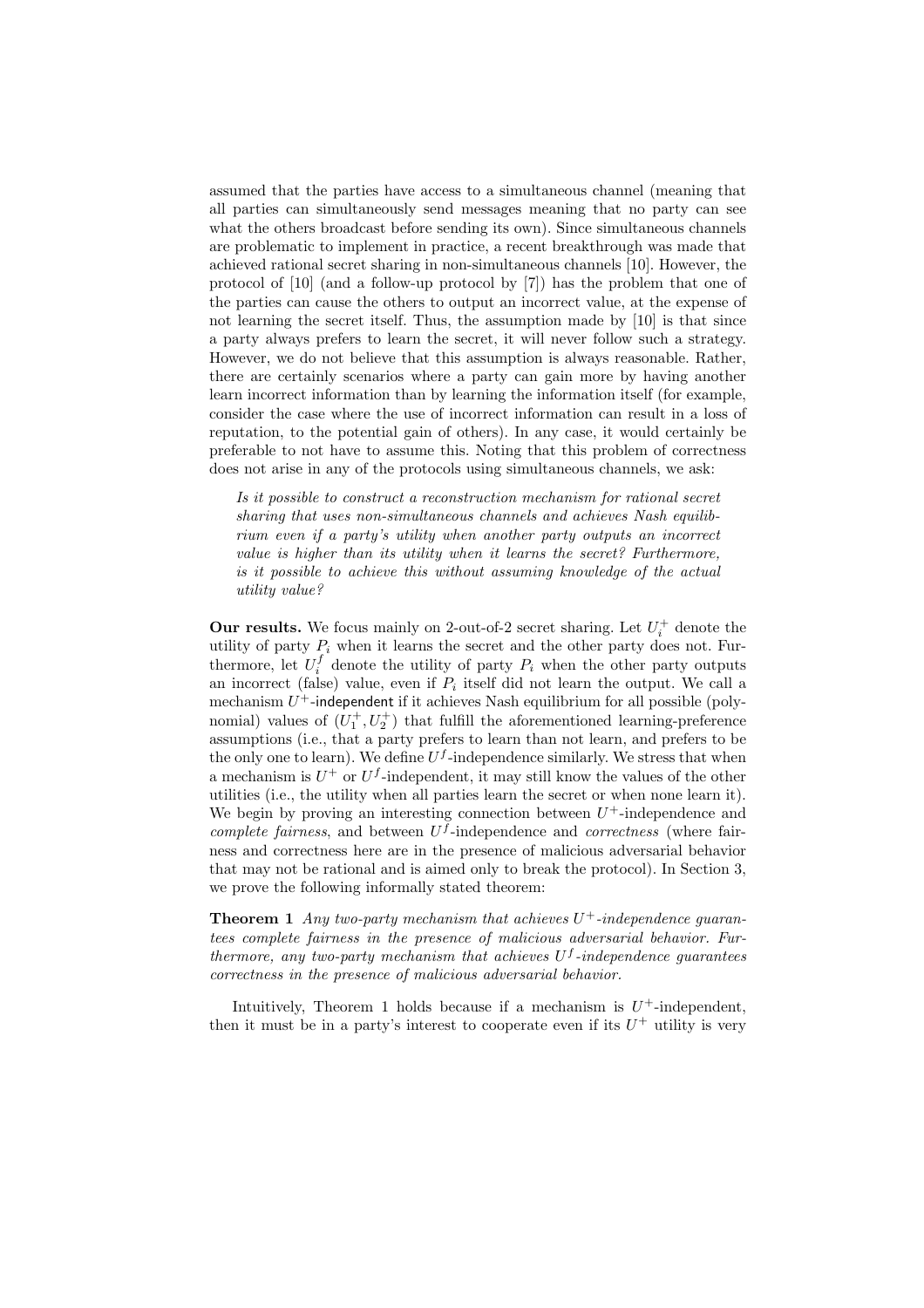assumed that the parties have access to a simultaneous channel (meaning that all parties can simultaneously send messages meaning that no party can see what the others broadcast before sending its own). Since simultaneous channels are problematic to implement in practice, a recent breakthrough was made that achieved rational secret sharing in non-simultaneous channels [10]. However, the protocol of [10] (and a follow-up protocol by [7]) has the problem that one of the parties can cause the others to output an incorrect value, at the expense of not learning the secret itself. Thus, the assumption made by [10] is that since a party always prefers to learn the secret, it will never follow such a strategy. However, we do not believe that this assumption is always reasonable. Rather, there are certainly scenarios where a party can gain more by having another learn incorrect information than by learning the information itself (for example, consider the case where the use of incorrect information can result in a loss of reputation, to the potential gain of others). In any case, it would certainly be preferable to not have to assume this. Noting that this problem of correctness does not arise in any of the protocols using simultaneous channels, we ask:

> *Is it possible to construct a reconstruction mechanism for rational secret sharing that uses non-simultaneous channels and achieves Nash equilibrium even if a party's utility when another party outputs an incorrect value is higher than its utility when it learns the secret? Furthermore, is it possible to achieve this without assuming knowledge of the actual utility value?*

**Our results.** We focus mainly on 2-out-of-2 secret sharing. Let $U_i^+$ denote the utility of party $P_i$ when it learns the secret and the other party does not. Furthermore, let $U_i^f$ denote the utility of party $P_i$ when the other party outputs an incorrect (false) value, even if $P_i$ itself did not learn the output. We call a mechanism $U^+$-independent if it achieves Nash equilibrium for all possible (polynomial) values of $(U_1^+, U_2^+)$ that fulfill the aforementioned learning-preference assumptions (i.e., that a party prefers to learn than not learn, and prefers to be the only one to learn). We define $U^f$-independence similarly. We stress that when a mechanism is $U^+$ or $U^f$-independent, it may still know the values of the other utilities (i.e., the utility when all parties learn the secret or when none learn it). We begin by proving an interesting connection between $U^+$-independence and *complete fairness*, and between $U^f$-independence and *correctness* (where fairness and correctness here are in the presence of malicious adversarial behavior that may not be rational and is aimed only to break the protocol). In Section 3, we prove the following informally stated theorem:

**Theorem 1** *Any two-party mechanism that achieves $U^+$-independence guarantees complete fairness in the presence of malicious adversarial behavior. Furthermore, any two-party mechanism that achieves $U^f$-independence guarantees correctness in the presence of malicious adversarial behavior.*

Intuitively, Theorem 1 holds because if a mechanism is $U^+$-independent, then it must be in a party's interest to cooperate even if its $U^+$ utility is very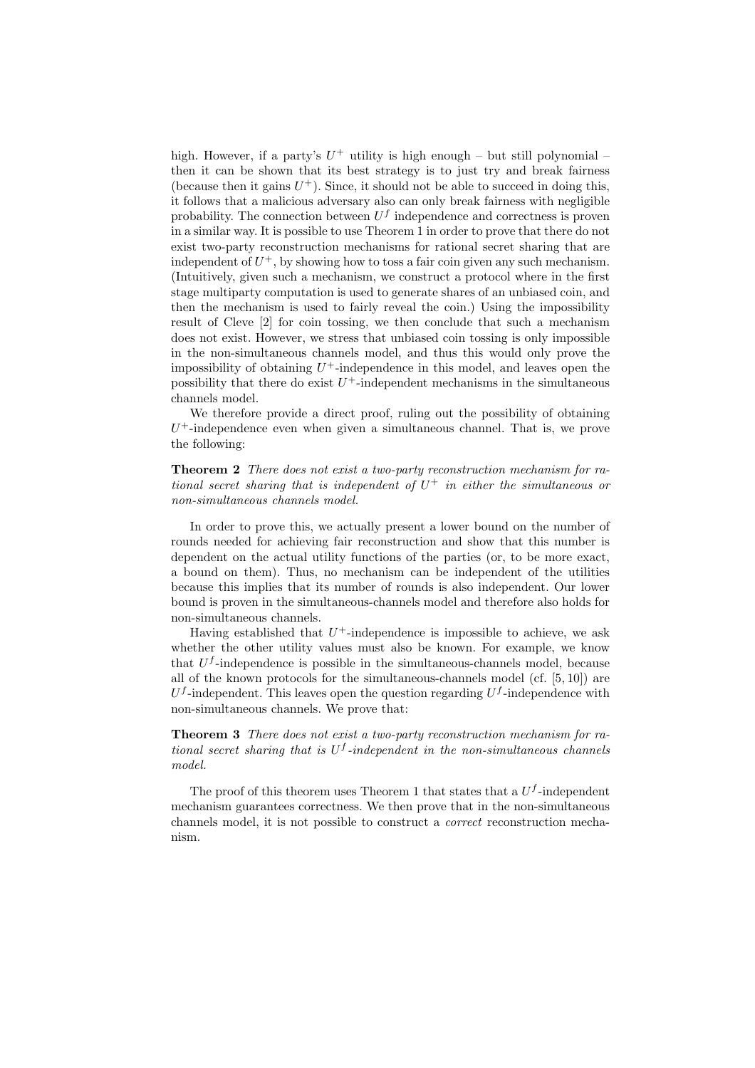high. However, if a party's $U^+$ utility is high enough – but still polynomial – then it can be shown that its best strategy is to just try and break fairness (because then it gains $U^+$). Since, it should not be able to succeed in doing this, it follows that a malicious adversary also can only break fairness with negligible probability. The connection between $U^f$ independence and correctness is proven in a similar way. It is possible to use Theorem 1 in order to prove that there do not exist two-party reconstruction mechanisms for rational secret sharing that are independent of $U^+$, by showing how to toss a fair coin given any such mechanism. (Intuitively, given such a mechanism, we construct a protocol where in the first stage multiparty computation is used to generate shares of an unbiased coin, and then the mechanism is used to fairly reveal the coin.) Using the impossibility result of Cleve [2] for coin tossing, we then conclude that such a mechanism does not exist. However, we stress that unbiased coin tossing is only impossible in the non-simultaneous channels model, and thus this would only prove the impossibility of obtaining $U^+$-independence in this model, and leaves open the possibility that there do exist $U^+$-independent mechanisms in the simultaneous channels model.

We therefore provide a direct proof, ruling out the possibility of obtaining $U^+$-independence even when given a simultaneous channel. That is, we prove the following:

**Theorem 2** *There does not exist a two-party reconstruction mechanism for rational secret sharing that is independent of $U^+$ in either the simultaneous or non-simultaneous channels model.*

In order to prove this, we actually present a lower bound on the number of rounds needed for achieving fair reconstruction and show that this number is dependent on the actual utility functions of the parties (or, to be more exact, a bound on them). Thus, no mechanism can be independent of the utilities because this implies that its number of rounds is also independent. Our lower bound is proven in the simultaneous-channels model and therefore also holds for non-simultaneous channels.

Having established that $U^+$-independence is impossible to achieve, we ask whether the other utility values must also be known. For example, we know that $U^f$-independence is possible in the simultaneous-channels model, because all of the known protocols for the simultaneous-channels model (cf. [5, 10]) are $U^f$-independent. This leaves open the question regarding $U^f$-independence with non-simultaneous channels. We prove that:

**Theorem 3** *There does not exist a two-party reconstruction mechanism for rational secret sharing that is $U^f$-independent in the non-simultaneous channels model.*

The proof of this theorem uses Theorem 1 that states that a $U^f$-independent mechanism guarantees correctness. We then prove that in the non-simultaneous channels model, it is not possible to construct a *correct* reconstruction mechanism.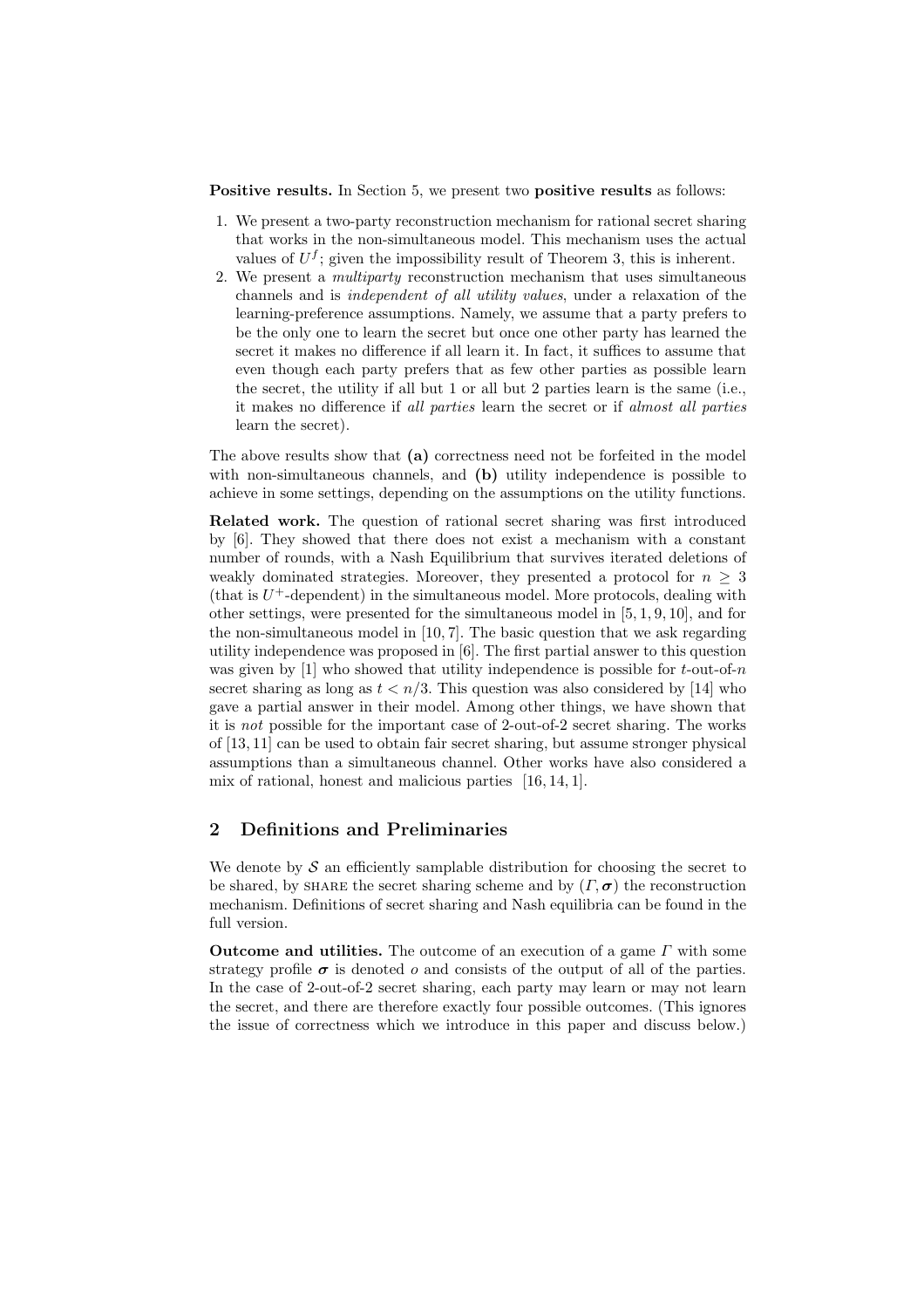**Positive results.** In Section 5, we present two **positive results** as follows:

1. We present a two-party reconstruction mechanism for rational secret sharing that works in the non-simultaneous model. This mechanism uses the actual values of $U^f$; given the impossibility result of Theorem 3, this is inherent.
2. We present a *multiparty* reconstruction mechanism that uses simultaneous channels and is *independent of all utility values*, under a relaxation of the learning-preference assumptions. Namely, we assume that a party prefers to be the only one to learn the secret but once one other party has learned the secret it makes no difference if all learn it. In fact, it suffices to assume that even though each party prefers that as few other parties as possible learn the secret, the utility if all but 1 or all but 2 parties learn is the same (i.e., it makes no difference if *all parties* learn the secret or if *almost all parties* learn the secret).

The above results show that **(a)** correctness need not be forfeited in the model with non-simultaneous channels, and **(b)** utility independence is possible to achieve in some settings, depending on the assumptions on the utility functions.

**Related work.** The question of rational secret sharing was first introduced by [6]. They showed that there does not exist a mechanism with a constant number of rounds, with a Nash Equilibrium that survives iterated deletions of weakly dominated strategies. Moreover, they presented a protocol for $n \geq 3$ (that is $U^+$-dependent) in the simultaneous model. More protocols, dealing with other settings, were presented for the simultaneous model in [5, 1, 9, 10], and for the non-simultaneous model in [10, 7]. The basic question that we ask regarding utility independence was proposed in [6]. The first partial answer to this question was given by [1] who showed that utility independence is possible for $t$-out-of-$n$ secret sharing as long as $t < n/3$. This question was also considered by [14] who gave a partial answer in their model. Among other things, we have shown that it is *not* possible for the important case of 2-out-of-2 secret sharing. The works of [13, 11] can be used to obtain fair secret sharing, but assume stronger physical assumptions than a simultaneous channel. Other works have also considered a mix of rational, honest and malicious parties [16, 14, 1].

## 2 Definitions and Preliminaries

We denote by $\mathcal{S}$ an efficiently samplable distribution for choosing the secret to be shared, by SHARE the secret sharing scheme and by $(\Gamma, \boldsymbol{\sigma})$ the reconstruction mechanism. Definitions of secret sharing and Nash equilibria can be found in the full version.

**Outcome and utilities.** The outcome of an execution of a game $\Gamma$ with some strategy profile $\boldsymbol{\sigma}$ is denoted $o$ and consists of the output of all of the parties. In the case of 2-out-of-2 secret sharing, each party may learn or may not learn the secret, and there are therefore exactly four possible outcomes. (This ignores the issue of correctness which we introduce in this paper and discuss below.)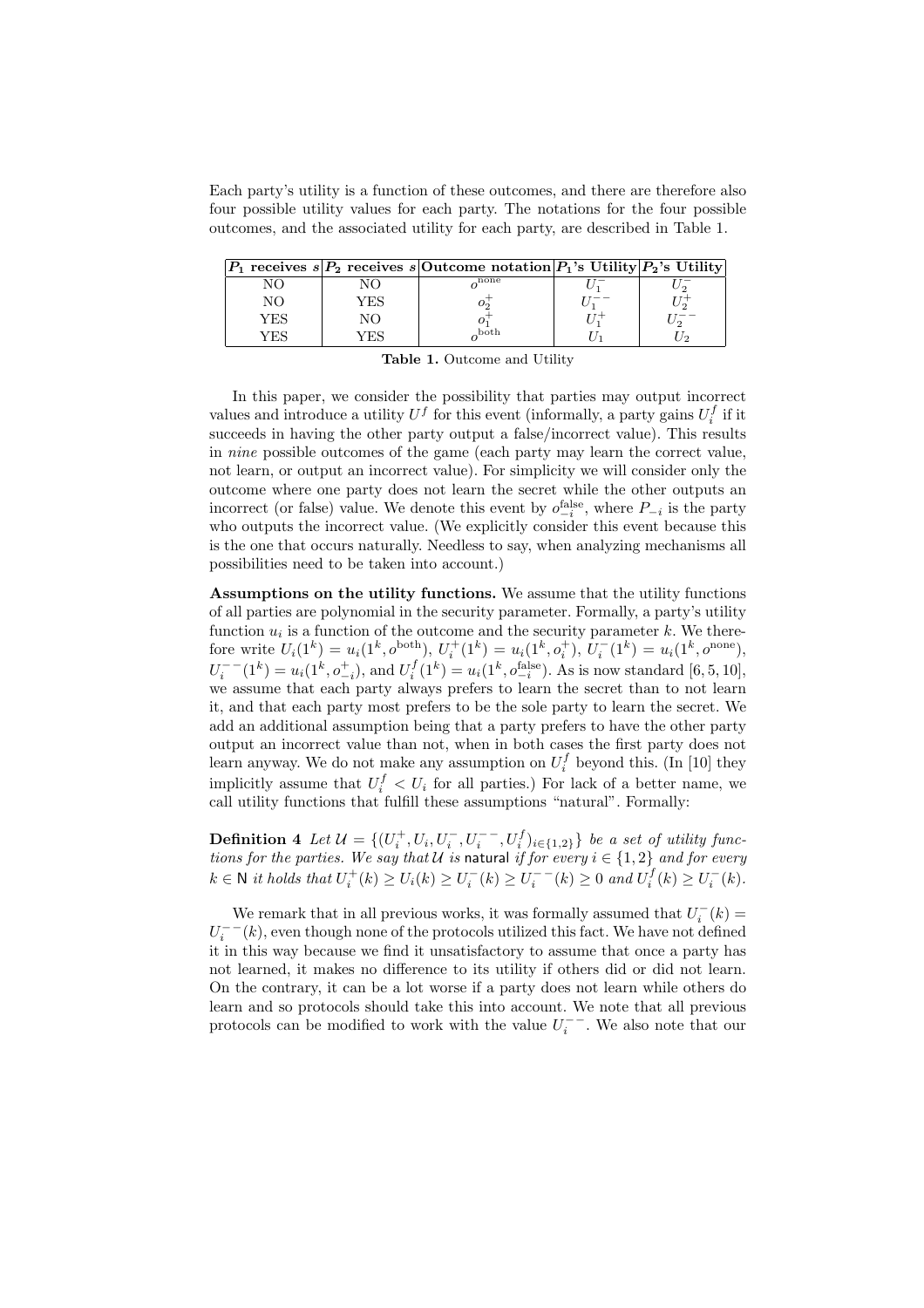Each party's utility is a function of these outcomes, and there are therefore also four possible utility values for each party. The notations for the four possible outcomes, and the associated utility for each party, are described in Table 1.

| $P_1$ receives $s$ | $P_2$ receives $s$ | Outcome notation | $P_1$'s Utility | $P_2$'s Utility |
|---|---|---|---|---|
| NO | NO | $o^{\text{none}}$ | $U_1^-$ | $U_2^-$ |
| NO | YES | $o_2^+$ | $U_1^{--}$ | $U_2^+$ |
| YES | NO | $o_1^+$ | $U_1^+$ | $U_2^{--}$ |
| YES | YES | $o^{\text{both}}$ | $U_1$ | $U_2$ |

**Table 1.** Outcome and Utility

In this paper, we consider the possibility that parties may output incorrect values and introduce a utility $U^f$ for this event (informally, a party gains $U_i^f$ if it succeeds in having the other party output a false/incorrect value). This results in *nine* possible outcomes of the game (each party may learn the correct value, not learn, or output an incorrect value). For simplicity we will consider only the outcome where one party does not learn the secret while the other outputs an incorrect (or false) value. We denote this event by $o_{-i}^{\text{false}}$, where $P_{-i}$ is the party who outputs the incorrect value. (We explicitly consider this event because this is the one that occurs naturally. Needless to say, when analyzing mechanisms all possibilities need to be taken into account.)

**Assumptions on the utility functions.** We assume that the utility functions of all parties are polynomial in the security parameter. Formally, a party's utility function $u_i$ is a function of the outcome and the security parameter $k$. We therefore write $U_i(1^k) = u_i(1^k, o^{\text{both}})$, $U_i^+(1^k) = u_i(1^k, o_i^+)$, $U_i^-(1^k) = u_i(1^k, o^{\text{none}})$, $U_i^{--}(1^k) = u_i(1^k, o_{-i}^+)$, and $U_i^f(1^k) = u_i(1^k, o_{-i}^{\text{false}})$. As is now standard [6, 5, 10], we assume that each party always prefers to learn the secret than to not learn it, and that each party most prefers to be the sole party to learn the secret. We add an additional assumption being that a party prefers to have the other party output an incorrect value than not, when in both cases the first party does not learn anyway. We do not make any assumption on $U_i^f$ beyond this. (In [10] they implicitly assume that $U_i^f < U_i$ for all parties.) For lack of a better name, we call utility functions that fulfill these assumptions "natural". Formally:

**Definition 4** *Let $\mathcal{U} = \{(U_i^+, U_i, U_i^-, U_i^{--}, U_i^f)_{i \in \{1,2\}}\}$ be a set of utility functions for the parties. We say that $\mathcal{U}$ is* natural *if for every $i \in \{1,2\}$ and for every $k \in \mathsf{N}$ it holds that $U_i^+(k) \geq U_i(k) \geq U_i^-(k) \geq U_i^{--}(k) \geq 0$ and $U_i^f(k) \geq U_i^-(k)$.*

We remark that in all previous works, it was formally assumed that $U_i^-(k) = U_i^{--}(k)$, even though none of the protocols utilized this fact. We have not defined it in this way because we find it unsatisfactory to assume that once a party has not learned, it makes no difference to its utility if others did or did not learn. On the contrary, it can be a lot worse if a party does not learn while others do learn and so protocols should take this into account. We note that all previous protocols can be modified to work with the value $U_i^{--}$. We also note that our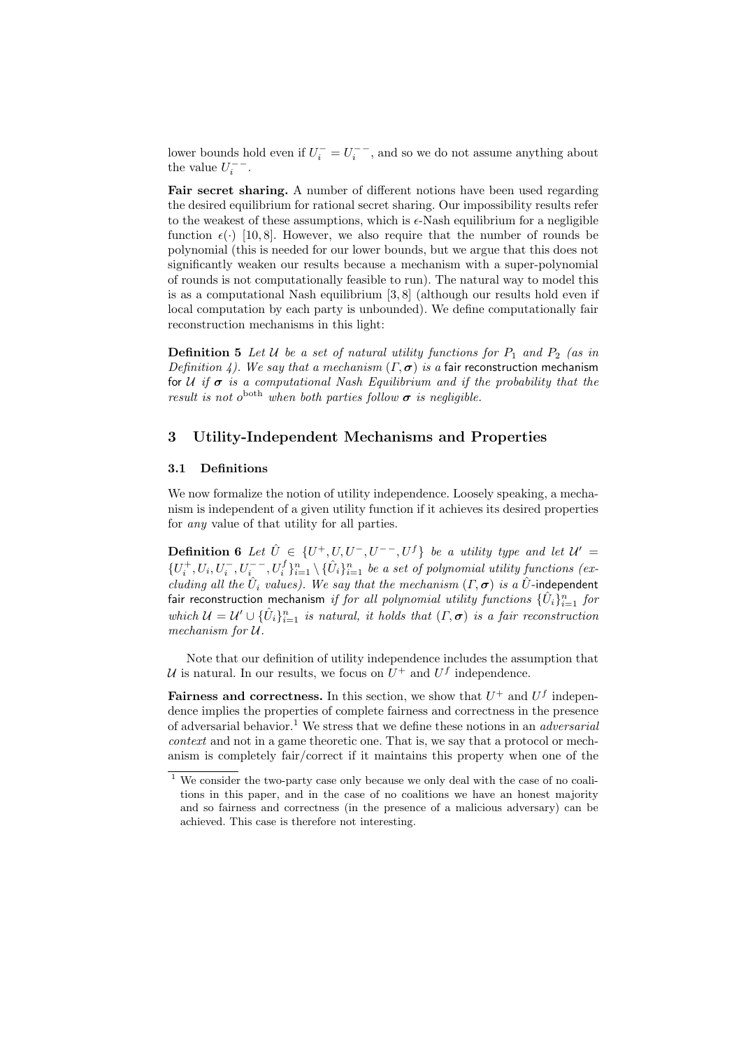lower bounds hold even if $U_i^- = U_i^{--}$, and so we do not assume anything about the value $U_i^{--}$.

**Fair secret sharing.** A number of different notions have been used regarding the desired equilibrium for rational secret sharing. Our impossibility results refer to the weakest of these assumptions, which is $\epsilon$-Nash equilibrium for a negligible function $\epsilon(\cdot)$ [10, 8]. However, we also require that the number of rounds be polynomial (this is needed for our lower bounds, but we argue that this does not significantly weaken our results because a mechanism with a super-polynomial of rounds is not computationally feasible to run). The natural way to model this is as a computational Nash equilibrium [3, 8] (although our results hold even if local computation by each party is unbounded). We define computationally fair reconstruction mechanisms in this light:

**Definition 5** *Let $\mathcal{U}$ be a set of natural utility functions for $P_1$ and $P_2$ (as in Definition 4). We say that a mechanism $(\Gamma, \boldsymbol{\sigma})$ is a* fair reconstruction mechanism for $\mathcal{U}$ *if $\boldsymbol{\sigma}$ is a computational Nash Equilibrium and if the probability that the result is not $o^{\text{both}}$ when both parties follow $\boldsymbol{\sigma}$ is negligible.*

## 3 Utility-Independent Mechanisms and Properties

### 3.1 Definitions

We now formalize the notion of utility independence. Loosely speaking, a mechanism is independent of a given utility function if it achieves its desired properties for *any* value of that utility for all parties.

**Definition 6** *Let $\hat{U} \in \{U^+, U, U^-, U^{--}, U^f\}$ be a utility type and let $\mathcal{U}' = \{U_i^+, U_i, U_i^-, U_i^{--}, U_i^f\}_{i=1}^n \setminus \{\hat{U}_i\}_{i=1}^n$ be a set of polynomial utility functions (excluding all the $\hat{U}_i$ values). We say that the mechanism $(\Gamma, \boldsymbol{\sigma})$ is a $\hat{U}$-*independent fair reconstruction mechanism *if for all polynomial utility functions $\{\hat{U}_i\}_{i=1}^n$ for which $\mathcal{U} = \mathcal{U}' \cup \{\hat{U}_i\}_{i=1}^n$ is natural, it holds that $(\Gamma, \boldsymbol{\sigma})$ is a fair reconstruction mechanism for $\mathcal{U}$.*

Note that our definition of utility independence includes the assumption that $\mathcal{U}$ is natural. In our results, we focus on $U^+$ and $U^f$ independence.

**Fairness and correctness.** In this section, we show that $U^+$ and $U^f$ independence implies the properties of complete fairness and correctness in the presence of adversarial behavior.[1] We stress that we define these notions in an *adversarial context* and not in a game theoretic one. That is, we say that a protocol or mechanism is completely fair/correct if it maintains this property when one of the

[1] We consider the two-party case only because we only deal with the case of no coalitions in this paper, and in the case of no coalitions we have an honest majority and so fairness and correctness (in the presence of a malicious adversary) can be achieved. This case is therefore not interesting.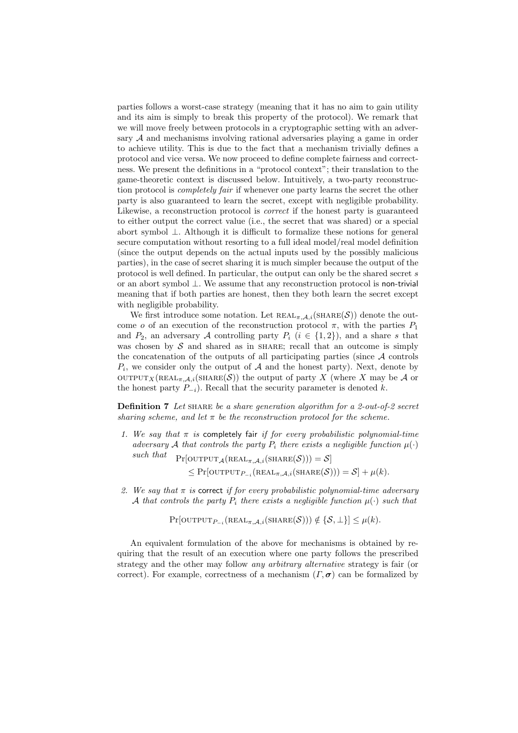parties follows a worst-case strategy (meaning that it has no aim to gain utility and its aim is simply to break this property of the protocol). We remark that we will move freely between protocols in a cryptographic setting with an adversary $\mathcal{A}$ and mechanisms involving rational adversaries playing a game in order to achieve utility. This is due to the fact that a mechanism trivially defines a protocol and vice versa. We now proceed to define complete fairness and correctness. We present the definitions in a "protocol context"; their translation to the game-theoretic context is discussed below. Intuitively, a two-party reconstruction protocol is *completely fair* if whenever one party learns the secret the other party is also guaranteed to learn the secret, except with negligible probability. Likewise, a reconstruction protocol is *correct* if the honest party is guaranteed to either output the correct value (i.e., the secret that was shared) or a special abort symbol $\perp$. Although it is difficult to formalize these notions for general secure computation without resorting to a full ideal model/real model definition (since the output depends on the actual inputs used by the possibly malicious parties), in the case of secret sharing it is much simpler because the output of the protocol is well defined. In particular, the output can only be the shared secret $s$ or an abort symbol $\perp$. We assume that any reconstruction protocol is non-trivial meaning that if both parties are honest, then they both learn the secret except with negligible probability.

We first introduce some notation. Let $\textsc{real}_{\pi,\mathcal{A},i}(\textsc{share}(\mathcal{S}))$ denote the outcome $o$ of an execution of the reconstruction protocol $\pi$, with the parties $P_1$ and $P_2$, an adversary $\mathcal{A}$ controlling party $P_i$ ($i \in \{1, 2\}$), and a share $s$ that was chosen by $\mathcal{S}$ and shared as in $\textsc{share}$; recall that an outcome is simply the concatenation of the outputs of all participating parties (since $\mathcal{A}$ controls $P_i$, we consider only the output of $\mathcal{A}$ and the honest party). Next, denote by $\textsc{output}_X(\textsc{real}_{\pi,\mathcal{A},i}(\textsc{share}(\mathcal{S}))$ the output of party $X$ (where $X$ may be $\mathcal{A}$ or the honest party $P_{-i}$). Recall that the security parameter is denoted $k$.

**Definition 7** *Let* $\textsc{share}$ *be a share generation algorithm for a 2-out-of-2 secret sharing scheme, and let* $\pi$ *be the reconstruction protocol for the scheme.*

1. *We say that* $\pi$ *is* completely fair *if for every probabilistic polynomial-time adversary* $\mathcal{A}$ *that controls the party* $P_i$ *there exists a negligible function* $\mu(\cdot)$ *such that*
$$\Pr[\textsc{output}_{\mathcal{A}}(\textsc{real}_{\pi,\mathcal{A},i}(\textsc{share}(\mathcal{S}))) = \mathcal{S}]$$
$$\leq \Pr[\textsc{output}_{P_{-i}}(\textsc{real}_{\pi,\mathcal{A},i}(\textsc{share}(\mathcal{S}))) = \mathcal{S}] + \mu(k).$$

2. *We say that* $\pi$ *is* correct *if for every probabilistic polynomial-time adversary* $\mathcal{A}$ *that controls the party* $P_i$ *there exists a negligible function* $\mu(\cdot)$ *such that*
$$\Pr[\textsc{output}_{P_{-i}}(\textsc{real}_{\pi,\mathcal{A},i}(\textsc{share}(\mathcal{S}))) \notin \{\mathcal{S}, \perp\}] \leq \mu(k).$$

An equivalent formulation of the above for mechanisms is obtained by requiring that the result of an execution where one party follows the prescribed strategy and the other may follow *any arbitrary alternative* strategy is fair (or correct). For example, correctness of a mechanism $(\Gamma, \boldsymbol{\sigma})$ can be formalized by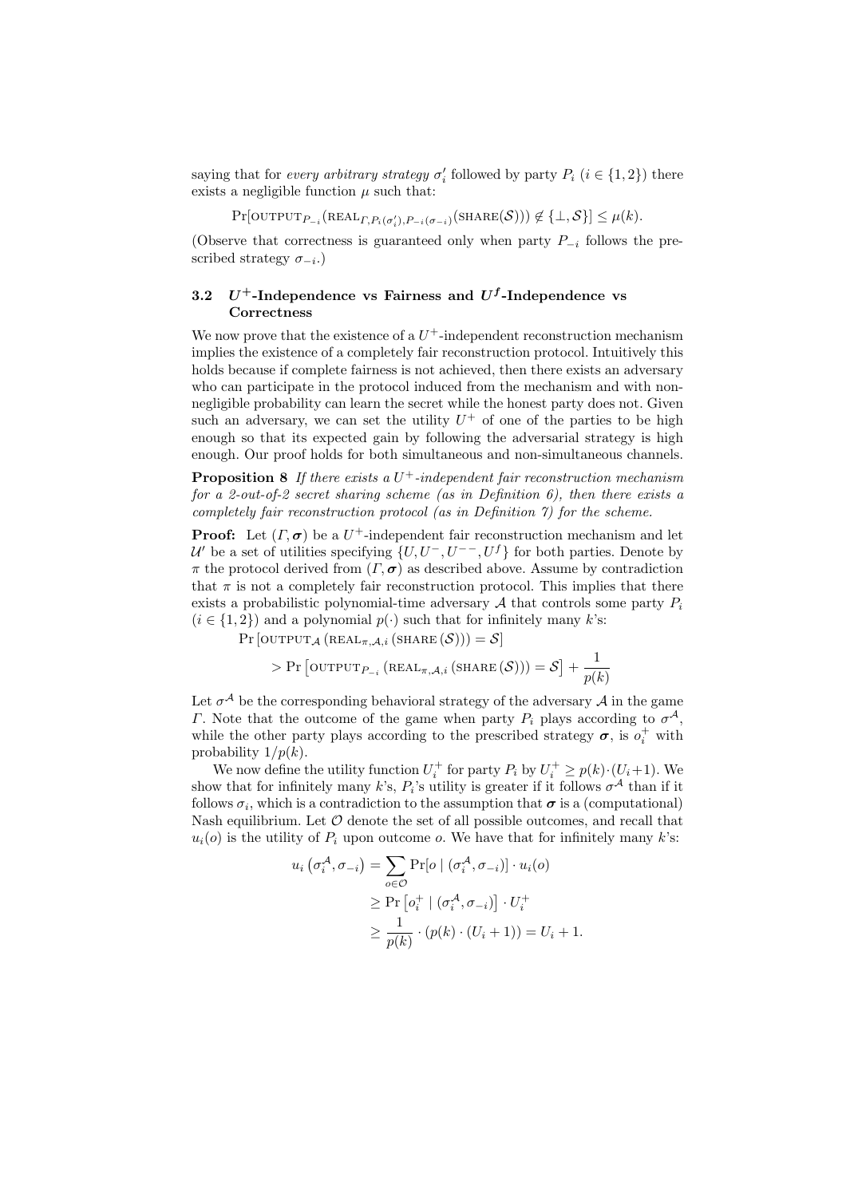saying that for *every arbitrary strategy* $\sigma'_i$ followed by party $P_i$ ($i \in \{1,2\}$) there exists a negligible function $\mu$ such that:

$$\Pr[\text{OUTPUT}_{P_{-i}}(\text{REAL}_{\Gamma, P_i(\sigma'_i), P_{-i}(\sigma_{-i})}(\text{SHARE}(\mathcal{S}))) \notin \{\bot, \mathcal{S}\}] \leq \mu(k).$$

(Observe that correctness is guaranteed only when party $P_{-i}$ follows the prescribed strategy $\sigma_{-i}$.)

### 3.2 $U^+$-Independence vs Fairness and $U^f$-Independence vs Correctness

We now prove that the existence of a $U^+$-independent reconstruction mechanism implies the existence of a completely fair reconstruction protocol. Intuitively this holds because if complete fairness is not achieved, then there exists an adversary who can participate in the protocol induced from the mechanism and with non-negligible probability can learn the secret while the honest party does not. Given such an adversary, we can set the utility $U^+$ of one of the parties to be high enough so that its expected gain by following the adversarial strategy is high enough. Our proof holds for both simultaneous and non-simultaneous channels.

**Proposition 8** *If there exists a $U^+$-independent fair reconstruction mechanism for a 2-out-of-2 secret sharing scheme (as in Definition 6), then there exists a completely fair reconstruction protocol (as in Definition 7) for the scheme.*

**Proof:** Let $(\Gamma, \boldsymbol{\sigma})$ be a $U^+$-independent fair reconstruction mechanism and let $\mathcal{U}'$ be a set of utilities specifying $\{U, U^-, U^{--}, U^f\}$ for both parties. Denote by $\pi$ the protocol derived from $(\Gamma, \boldsymbol{\sigma})$ as described above. Assume by contradiction that $\pi$ is not a completely fair reconstruction protocol. This implies that there exists a probabilistic polynomial-time adversary $\mathcal{A}$ that controls some party $P_i$ ($i \in \{1,2\}$) and a polynomial $p(\cdot)$ such that for infinitely many $k$'s:

$$\Pr\left[\text{OUTPUT}_{\mathcal{A}}\left(\text{REAL}_{\pi,\mathcal{A},i}\left(\text{SHARE}\left(\mathcal{S}\right)\right)\right) = \mathcal{S}\right]$$
$$> \Pr\left[\text{OUTPUT}_{P_{-i}}\left(\text{REAL}_{\pi,\mathcal{A},i}\left(\text{SHARE}\left(\mathcal{S}\right)\right)\right) = \mathcal{S}\right] + \frac{1}{p(k)}$$

Let $\sigma^{\mathcal{A}}$ be the corresponding behavioral strategy of the adversary $\mathcal{A}$ in the game $\Gamma$. Note that the outcome of the game when party $P_i$ plays according to $\sigma^{\mathcal{A}}$, while the other party plays according to the prescribed strategy $\boldsymbol{\sigma}$, is $o_i^+$ with probability $1/p(k)$.

We now define the utility function $U_i^+$ for party $P_i$ by $U_i^+ \geq p(k) \cdot (U_i + 1)$. We show that for infinitely many $k$'s, $P_i$'s utility is greater if it follows $\sigma^{\mathcal{A}}$ than if it follows $\sigma_i$, which is a contradiction to the assumption that $\boldsymbol{\sigma}$ is a (computational) Nash equilibrium. Let $\mathcal{O}$ denote the set of all possible outcomes, and recall that $u_i(o)$ is the utility of $P_i$ upon outcome $o$. We have that for infinitely many $k$'s:

$$\begin{aligned}
u_i\left(\sigma_i^{\mathcal{A}}, \sigma_{-i}\right) &= \sum_{o \in \mathcal{O}} \Pr[o \mid (\sigma_i^{\mathcal{A}}, \sigma_{-i})] \cdot u_i(o) \\
&\geq \Pr\left[o_i^+ \mid (\sigma_i^{\mathcal{A}}, \sigma_{-i})\right] \cdot U_i^+ \\
&\geq \frac{1}{p(k)} \cdot (p(k) \cdot (U_i + 1)) = U_i + 1.
\end{aligned}$$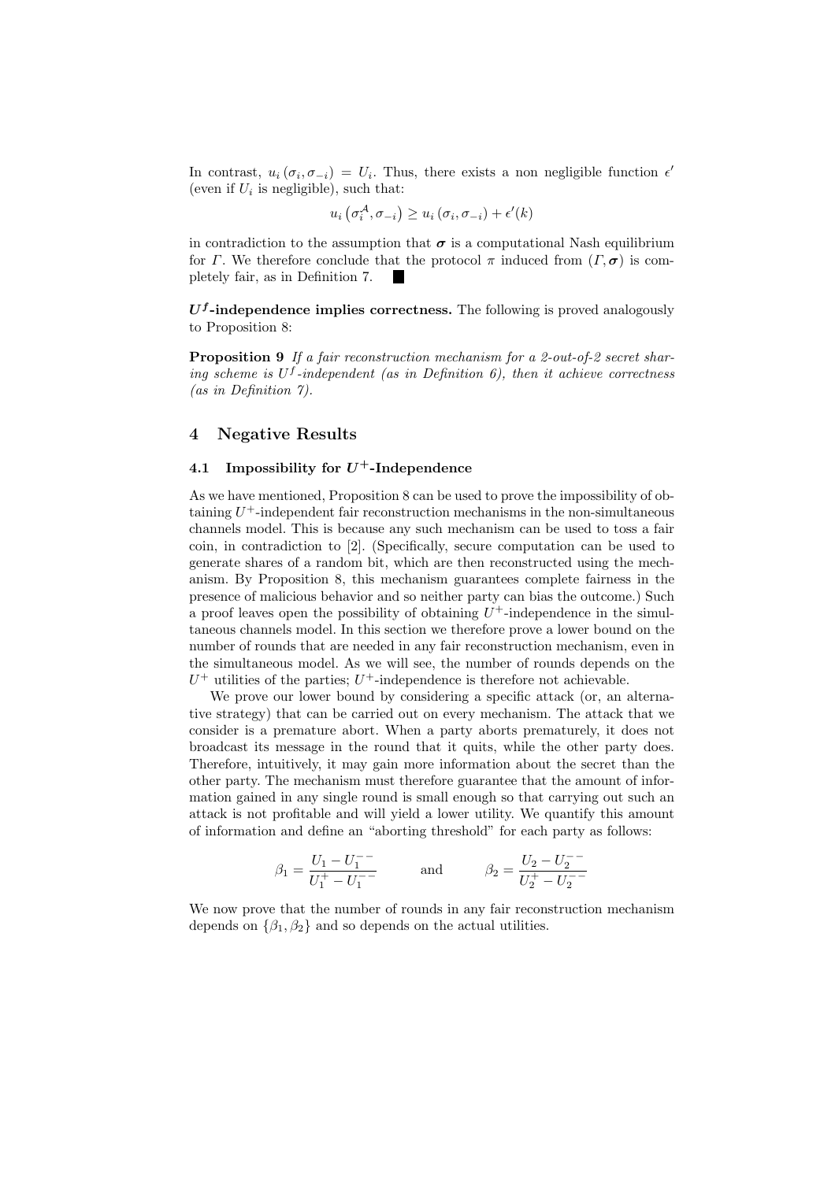In contrast, $u_i(\sigma_i, \sigma_{-i}) = U_i$. Thus, there exists a non negligible function $\epsilon'$ (even if $U_i$ is negligible), such that:

$$u_i\left(\sigma_i^{\mathcal{A}}, \sigma_{-i}\right) \geq u_i\left(\sigma_i, \sigma_{-i}\right) + \epsilon'(k)$$

in contradiction to the assumption that $\boldsymbol{\sigma}$ is a computational Nash equilibrium for $\Gamma$. We therefore conclude that the protocol $\pi$ induced from $(\Gamma, \boldsymbol{\sigma})$ is completely fair, as in Definition 7. ■

**$U^f$-independence implies correctness.** The following is proved analogously to Proposition 8:

**Proposition 9** *If a fair reconstruction mechanism for a 2-out-of-2 secret sharing scheme is $U^f$-independent (as in Definition 6), then it achieve correctness (as in Definition 7).*

## 4 Negative Results

### 4.1 Impossibility for $U^+$-Independence

As we have mentioned, Proposition 8 can be used to prove the impossibility of obtaining $U^+$-independent fair reconstruction mechanisms in the non-simultaneous channels model. This is because any such mechanism can be used to toss a fair coin, in contradiction to [2]. (Specifically, secure computation can be used to generate shares of a random bit, which are then reconstructed using the mechanism. By Proposition 8, this mechanism guarantees complete fairness in the presence of malicious behavior and so neither party can bias the outcome.) Such a proof leaves open the possibility of obtaining $U^+$-independence in the simultaneous channels model. In this section we therefore prove a lower bound on the number of rounds that are needed in any fair reconstruction mechanism, even in the simultaneous model. As we will see, the number of rounds depends on the $U^+$ utilities of the parties; $U^+$-independence is therefore not achievable.

We prove our lower bound by considering a specific attack (or, an alternative strategy) that can be carried out on every mechanism. The attack that we consider is a premature abort. When a party aborts prematurely, it does not broadcast its message in the round that it quits, while the other party does. Therefore, intuitively, it may gain more information about the secret than the other party. The mechanism must therefore guarantee that the amount of information gained in any single round is small enough so that carrying out such an attack is not profitable and will yield a lower utility. We quantify this amount of information and define an "aborting threshold" for each party as follows:

$$\beta_1 = \frac{U_1 - U_1^{--}}{U_1^+ - U_1^{--}} \qquad \text{and} \qquad \beta_2 = \frac{U_2 - U_2^{--}}{U_2^+ - U_2^{--}}$$

We now prove that the number of rounds in any fair reconstruction mechanism depends on $\{\beta_1, \beta_2\}$ and so depends on the actual utilities.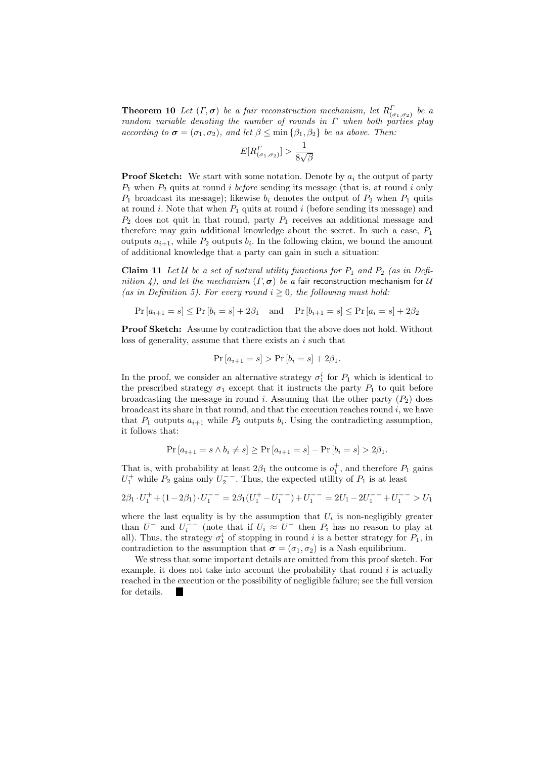**Theorem 10** *Let* $(\Gamma, \boldsymbol{\sigma})$ *be a fair reconstruction mechanism, let* $R^{\Gamma}_{(\sigma_1,\sigma_2)}$ *be a random variable denoting the number of rounds in* $\Gamma$ *when both parties play according to* $\boldsymbol{\sigma} = (\sigma_1, \sigma_2)$*, and let* $\beta \le \min\{\beta_1, \beta_2\}$ *be as above. Then:*

$$E[R^{\Gamma}_{(\sigma_1,\sigma_2)}] > \frac{1}{8\sqrt{\beta}}$$

**Proof Sketch:** We start with some notation. Denote by $a_i$ the output of party $P_1$ when $P_2$ quits at round $i$ *before* sending its message (that is, at round $i$ only $P_1$ broadcast its message); likewise $b_i$ denotes the output of $P_2$ when $P_1$ quits at round $i$. Note that when $P_1$ quits at round $i$ (before sending its message) and $P_2$ does not quit in that round, party $P_1$ receives an additional message and therefore may gain additional knowledge about the secret. In such a case, $P_1$ outputs $a_{i+1}$, while $P_2$ outputs $b_i$. In the following claim, we bound the amount of additional knowledge that a party can gain in such a situation:

**Claim 11** *Let* $\mathcal{U}$ *be a set of natural utility functions for* $P_1$ *and* $P_2$ *(as in Definition 4), and let the mechanism* $(\Gamma, \boldsymbol{\sigma})$ *be a* fair reconstruction mechanism *for* $\mathcal{U}$ *(as in Definition 5). For every round* $i \ge 0$*, the following must hold:*

$$\Pr[a_{i+1} = s] \le \Pr[b_i = s] + 2\beta_1 \quad \text{and} \quad \Pr[b_{i+1} = s] \le \Pr[a_i = s] + 2\beta_2$$

**Proof Sketch:** Assume by contradiction that the above does not hold. Without loss of generality, assume that there exists an $i$ such that

$$\Pr[a_{i+1} = s] > \Pr[b_i = s] + 2\beta_1.$$

In the proof, we consider an alternative strategy $\sigma_1^i$ for $P_1$ which is identical to the prescribed strategy $\sigma_1$ except that it instructs the party $P_1$ to quit before broadcasting the message in round $i$. Assuming that the other party ($P_2$) does broadcast its share in that round, and that the execution reaches round $i$, we have that $P_1$ outputs $a_{i+1}$ while $P_2$ outputs $b_i$. Using the contradicting assumption, it follows that:

$$\Pr[a_{i+1} = s \wedge b_i \ne s] \ge \Pr[a_{i+1} = s] - \Pr[b_i = s] > 2\beta_1.$$

That is, with probability at least $2\beta_1$ the outcome is $o_1^+$, and therefore $P_1$ gains $U_1^+$ while $P_2$ gains only $U_2^{--}$. Thus, the expected utility of $P_1$ is at least

$$2\beta_1 \cdot U_1^+ + (1 - 2\beta_1) \cdot U_1^{--} = 2\beta_1 (U_1^+ - U_1^{--}) + U_1^{--} = 2U_1 - 2U_1^{--} + U_1^{--} > U_1$$

where the last equality is by the assumption that $U_i$ is non-negligibly greater than $U^-$ and $U_i^{--}$ (note that if $U_i \approx U^-$ then $P_i$ has no reason to play at all). Thus, the strategy $\sigma_1^i$ of stopping in round $i$ is a better strategy for $P_1$, in contradiction to the assumption that $\boldsymbol{\sigma} = (\sigma_1, \sigma_2)$ is a Nash equilibrium.

We stress that some important details are omitted from this proof sketch. For example, it does not take into account the probability that round $i$ is actually reached in the execution or the possibility of negligible failure; see the full version for details. ■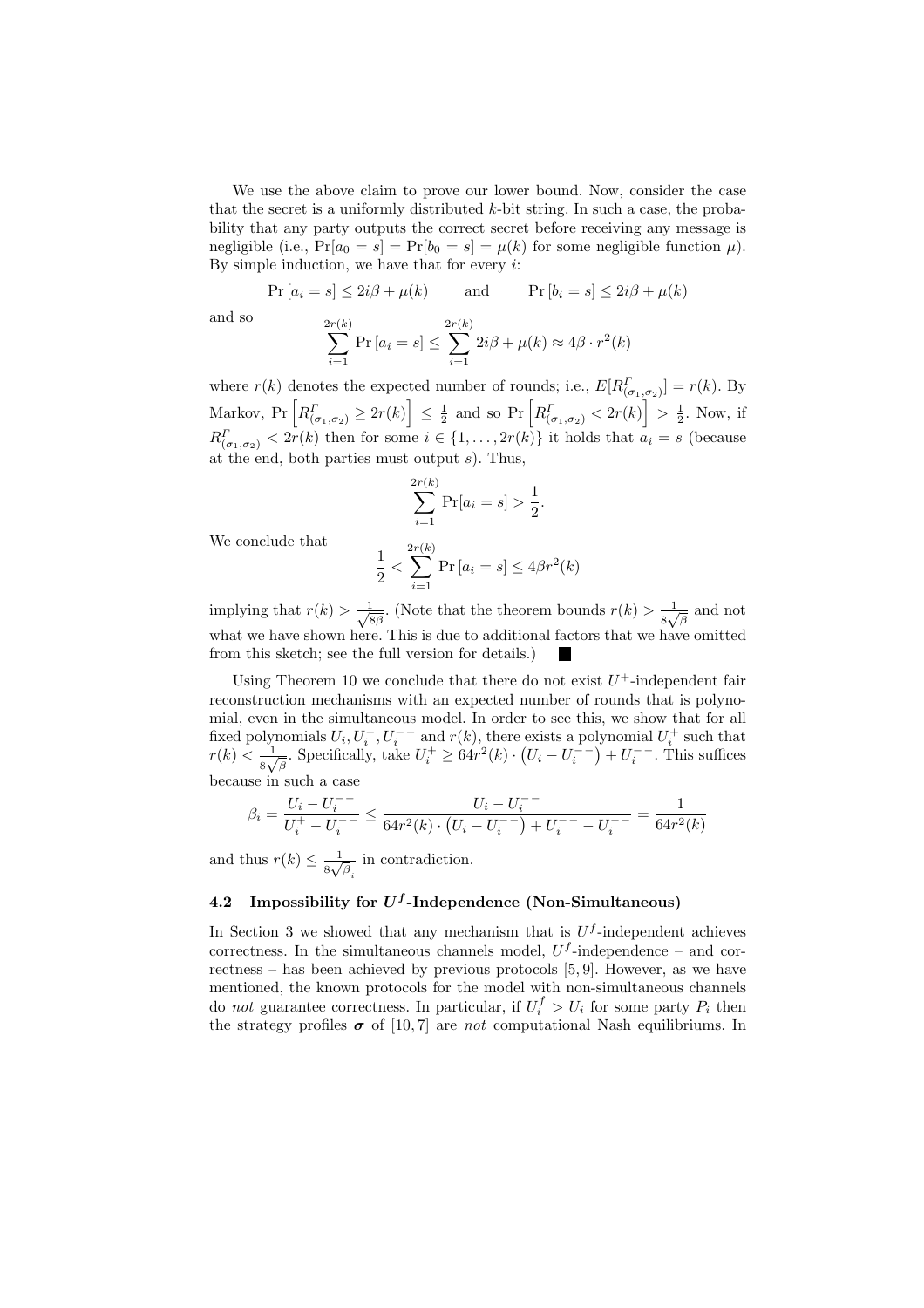We use the above claim to prove our lower bound. Now, consider the case that the secret is a uniformly distributed $k$-bit string. In such a case, the probability that any party outputs the correct secret before receiving any message is negligible (i.e., $\Pr[a_0 = s] = \Pr[b_0 = s] = \mu(k)$ for some negligible function $\mu$). By simple induction, we have that for every $i$:

$$\Pr[a_i = s] \leq 2i\beta + \mu(k) \qquad \text{and} \qquad \Pr[b_i = s] \leq 2i\beta + \mu(k)$$

and so

$$\sum_{i=1}^{2r(k)} \Pr[a_i = s] \leq \sum_{i=1}^{2r(k)} 2i\beta + \mu(k) \approx 4\beta \cdot r^2(k)$$

where $r(k)$ denotes the expected number of rounds; i.e., $E[R^{\Gamma}_{(\sigma_1,\sigma_2)}] = r(k)$. By Markov, $\Pr\left[R^{\Gamma}_{(\sigma_1,\sigma_2)} \geq 2r(k)\right] \leq \frac{1}{2}$ and so $\Pr\left[R^{\Gamma}_{(\sigma_1,\sigma_2)} < 2r(k)\right] > \frac{1}{2}$. Now, if $R^{\Gamma}_{(\sigma_1,\sigma_2)} < 2r(k)$ then for some $i \in \{1, \ldots, 2r(k)\}$ it holds that $a_i = s$ (because at the end, both parties must output $s$). Thus,

$$\sum_{i=1}^{2r(k)} \Pr[a_i = s] > \frac{1}{2}.$$

We conclude that

$$\frac{1}{2} < \sum_{i=1}^{2r(k)} \Pr[a_i = s] \leq 4\beta r^2(k)$$

implying that $r(k) > \frac{1}{\sqrt{8\beta}}$. (Note that the theorem bounds $r(k) > \frac{1}{8\sqrt{\beta}}$ and not what we have shown here. This is due to additional factors that we have omitted from this sketch; see the full version for details.) ■

Using Theorem 10 we conclude that there do not exist $U^+$-independent fair reconstruction mechanisms with an expected number of rounds that is polynomial, even in the simultaneous model. In order to see this, we show that for all fixed polynomials $U_i, U_i^-, U_i^{--}$ and $r(k)$, there exists a polynomial $U_i^+$ such that $r(k) < \frac{1}{8\sqrt{\beta}}$. Specifically, take $U_i^+ \geq 64r^2(k) \cdot \left(U_i - U_i^{--}\right) + U_i^{--}$. This suffices because in such a case

$$\beta_i = \frac{U_i - U_i^{--}}{U_i^+ - U_i^{--}} \leq \frac{U_i - U_i^{--}}{64r^2(k) \cdot \left(U_i - U_i^{--}\right) + U_i^{--} - U_i^{--}} = \frac{1}{64r^2(k)}$$

and thus $r(k) \leq \frac{1}{8\sqrt{\beta_i}}$ in contradiction.

### 4.2 Impossibility for $U^f$-Independence (Non-Simultaneous)

In Section 3 we showed that any mechanism that is $U^f$-independent achieves correctness. In the simultaneous channels model, $U^f$-independence – and correctness – has been achieved by previous protocols [5, 9]. However, as we have mentioned, the known protocols for the model with non-simultaneous channels do *not* guarantee correctness. In particular, if $U_i^f > U_i$ for some party $P_i$ then the strategy profiles $\boldsymbol{\sigma}$ of [10, 7] are *not* computational Nash equilibriums. In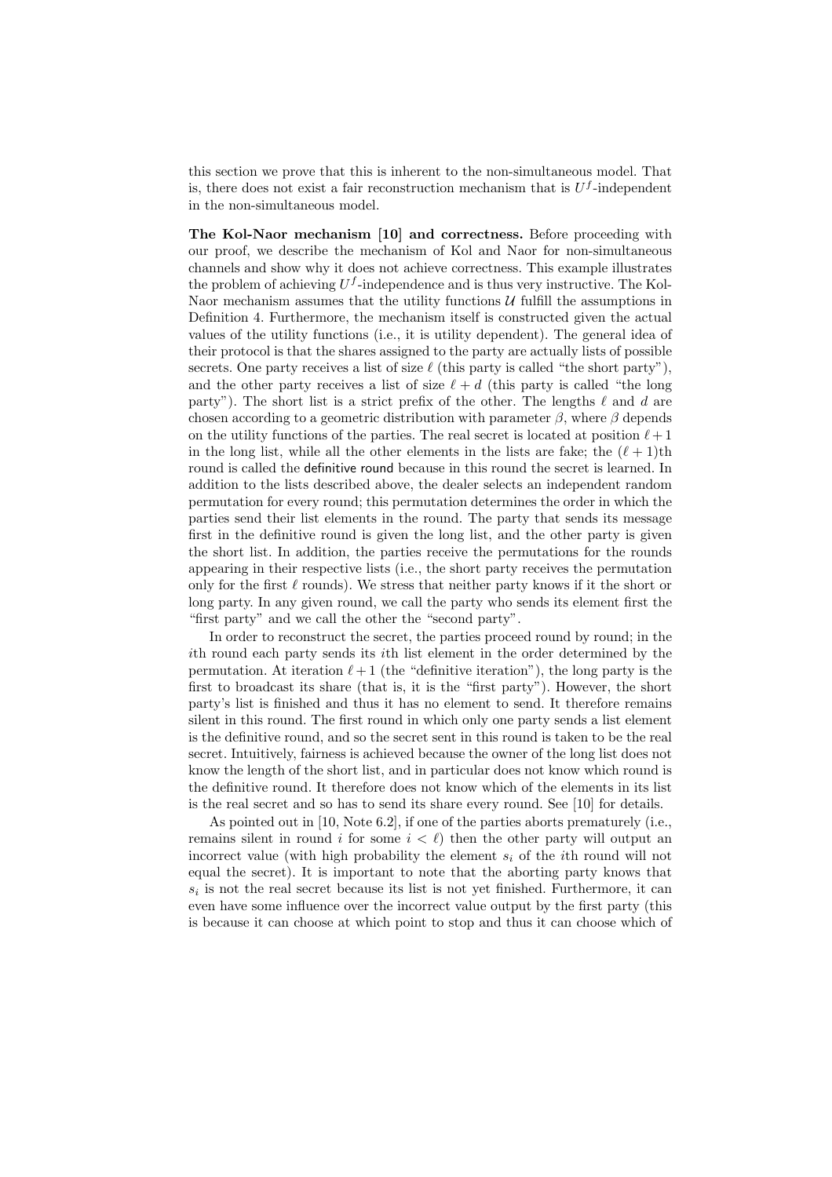this section we prove that this is inherent to the non-simultaneous model. That is, there does not exist a fair reconstruction mechanism that is $U^f$-independent in the non-simultaneous model.

**The Kol-Naor mechanism [10] and correctness.** Before proceeding with our proof, we describe the mechanism of Kol and Naor for non-simultaneous channels and show why it does not achieve correctness. This example illustrates the problem of achieving $U^f$-independence and is thus very instructive. The Kol-Naor mechanism assumes that the utility functions $\mathcal{U}$ fulfill the assumptions in Definition 4. Furthermore, the mechanism itself is constructed given the actual values of the utility functions (i.e., it is utility dependent). The general idea of their protocol is that the shares assigned to the party are actually lists of possible secrets. One party receives a list of size $\ell$ (this party is called "the short party"), and the other party receives a list of size $\ell + d$ (this party is called "the long party"). The short list is a strict prefix of the other. The lengths $\ell$ and $d$ are chosen according to a geometric distribution with parameter $\beta$, where $\beta$ depends on the utility functions of the parties. The real secret is located at position $\ell + 1$ in the long list, while all the other elements in the lists are fake; the $(\ell + 1)$th round is called the definitive round because in this round the secret is learned. In addition to the lists described above, the dealer selects an independent random permutation for every round; this permutation determines the order in which the parties send their list elements in the round. The party that sends its message first in the definitive round is given the long list, and the other party is given the short list. In addition, the parties receive the permutations for the rounds appearing in their respective lists (i.e., the short party receives the permutation only for the first $\ell$ rounds). We stress that neither party knows if it the short or long party. In any given round, we call the party who sends its element first the "first party" and we call the other the "second party".

In order to reconstruct the secret, the parties proceed round by round; in the $i$th round each party sends its $i$th list element in the order determined by the permutation. At iteration $\ell + 1$ (the "definitive iteration"), the long party is the first to broadcast its share (that is, it is the "first party"). However, the short party's list is finished and thus it has no element to send. It therefore remains silent in this round. The first round in which only one party sends a list element is the definitive round, and so the secret sent in this round is taken to be the real secret. Intuitively, fairness is achieved because the owner of the long list does not know the length of the short list, and in particular does not know which round is the definitive round. It therefore does not know which of the elements in its list is the real secret and so has to send its share every round. See [10] for details.

As pointed out in [10, Note 6.2], if one of the parties aborts prematurely (i.e., remains silent in round $i$ for some $i < \ell$) then the other party will output an incorrect value (with high probability the element $s_i$ of the $i$th round will not equal the secret). It is important to note that the aborting party knows that $s_i$ is not the real secret because its list is not yet finished. Furthermore, it can even have some influence over the incorrect value output by the first party (this is because it can choose at which point to stop and thus it can choose which of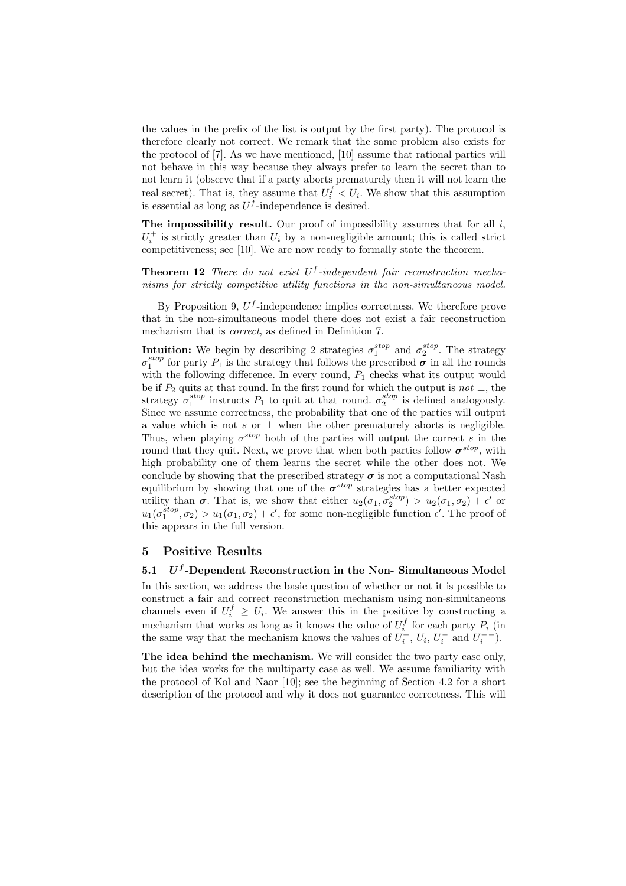the values in the prefix of the list is output by the first party). The protocol is therefore clearly not correct. We remark that the same problem also exists for the protocol of [7]. As we have mentioned, [10] assume that rational parties will not behave in this way because they always prefer to learn the secret than to not learn it (observe that if a party aborts prematurely then it will not learn the real secret). That is, they assume that $U_i^f < U_i$. We show that this assumption is essential as long as $U^f$-independence is desired.

**The impossibility result.** Our proof of impossibility assumes that for all $i$, $U_i^+$ is strictly greater than $U_i$ by a non-negligible amount; this is called strict competitiveness; see [10]. We are now ready to formally state the theorem.

**Theorem 12** *There do not exist $U^f$-independent fair reconstruction mechanisms for strictly competitive utility functions in the non-simultaneous model.*

By Proposition 9, $U^f$-independence implies correctness. We therefore prove that in the non-simultaneous model there does not exist a fair reconstruction mechanism that is *correct*, as defined in Definition 7.

**Intuition:** We begin by describing 2 strategies $\sigma_1^{stop}$ and $\sigma_2^{stop}$. The strategy $\sigma_1^{stop}$ for party $P_1$ is the strategy that follows the prescribed $\boldsymbol{\sigma}$ in all the rounds with the following difference. In every round, $P_1$ checks what its output would be if $P_2$ quits at that round. In the first round for which the output is *not* $\perp$, the strategy $\sigma_1^{stop}$ instructs $P_1$ to quit at that round. $\sigma_2^{stop}$ is defined analogously. Since we assume correctness, the probability that one of the parties will output a value which is not $s$ or $\perp$ when the other prematurely aborts is negligible. Thus, when playing $\sigma^{stop}$ both of the parties will output the correct $s$ in the round that they quit. Next, we prove that when both parties follow $\boldsymbol{\sigma}^{stop}$, with high probability one of them learns the secret while the other does not. We conclude by showing that the prescribed strategy $\boldsymbol{\sigma}$ is not a computational Nash equilibrium by showing that one of the $\boldsymbol{\sigma}^{stop}$ strategies has a better expected utility than $\boldsymbol{\sigma}$. That is, we show that either $u_2(\sigma_1, \sigma_2^{stop}) > u_2(\sigma_1, \sigma_2) + \epsilon'$ or $u_1(\sigma_1^{stop}, \sigma_2) > u_1(\sigma_1, \sigma_2) + \epsilon'$, for some non-negligible function $\epsilon'$. The proof of this appears in the full version.

## 5 Positive Results

### 5.1 $U^f$-Dependent Reconstruction in the Non- Simultaneous Model

In this section, we address the basic question of whether or not it is possible to construct a fair and correct reconstruction mechanism using non-simultaneous channels even if $U_i^f \geq U_i$. We answer this in the positive by constructing a mechanism that works as long as it knows the value of $U_i^f$ for each party $P_i$ (in the same way that the mechanism knows the values of $U_i^+$, $U_i$, $U_i^-$ and $U_i^{--}$).

**The idea behind the mechanism.** We will consider the two party case only, but the idea works for the multiparty case as well. We assume familiarity with the protocol of Kol and Naor [10]; see the beginning of Section 4.2 for a short description of the protocol and why it does not guarantee correctness. This will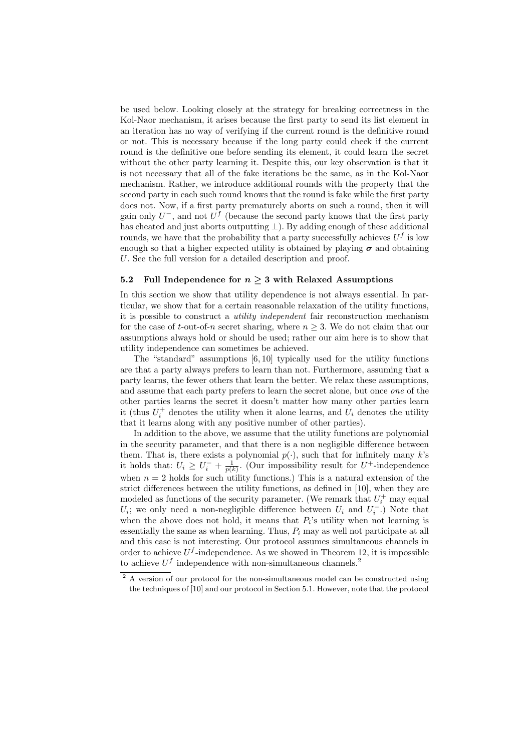be used below. Looking closely at the strategy for breaking correctness in the Kol-Naor mechanism, it arises because the first party to send its list element in an iteration has no way of verifying if the current round is the definitive round or not. This is necessary because if the long party could check if the current round is the definitive one before sending its element, it could learn the secret without the other party learning it. Despite this, our key observation is that it is not necessary that all of the fake iterations be the same, as in the Kol-Naor mechanism. Rather, we introduce additional rounds with the property that the second party in each such round knows that the round is fake while the first party does not. Now, if a first party prematurely aborts on such a round, then it will gain only $U^-$, and not $U^f$ (because the second party knows that the first party has cheated and just aborts outputting $\perp$). By adding enough of these additional rounds, we have that the probability that a party successfully achieves $U^f$ is low enough so that a higher expected utility is obtained by playing $\boldsymbol{\sigma}$ and obtaining $U$. See the full version for a detailed description and proof.

### 5.2 Full Independence for $n \geq 3$ with Relaxed Assumptions

In this section we show that utility dependence is not always essential. In particular, we show that for a certain reasonable relaxation of the utility functions, it is possible to construct a *utility independent* fair reconstruction mechanism for the case of $t$-out-of-$n$ secret sharing, where $n \geq 3$. We do not claim that our assumptions always hold or should be used; rather our aim here is to show that utility independence can sometimes be achieved.

The "standard" assumptions [6, 10] typically used for the utility functions are that a party always prefers to learn than not. Furthermore, assuming that a party learns, the fewer others that learn the better. We relax these assumptions, and assume that each party prefers to learn the secret alone, but once *one* of the other parties learns the secret it doesn't matter how many other parties learn it (thus $U_i^+$ denotes the utility when it alone learns, and $U_i$ denotes the utility that it learns along with any positive number of other parties).

In addition to the above, we assume that the utility functions are polynomial in the security parameter, and that there is a non negligible difference between them. That is, there exists a polynomial $p(\cdot)$, such that for infinitely many $k$'s it holds that: $U_i \geq U_i^- + \frac{1}{p(k)}$. (Our impossibility result for $U^+$-independence when $n = 2$ holds for such utility functions.) This is a natural extension of the strict differences between the utility functions, as defined in [10], when they are modeled as functions of the security parameter. (We remark that $U_i^+$ may equal $U_i$; we only need a non-negligible difference between $U_i$ and $U_i^-$.) Note that when the above does not hold, it means that $P_i$'s utility when not learning is essentially the same as when learning. Thus, $P_i$ may as well not participate at all and this case is not interesting. Our protocol assumes simultaneous channels in order to achieve $U^f$-independence. As we showed in Theorem 12, it is impossible to achieve $U^f$ independence with non-simultaneous channels.[2]

[2] A version of our protocol for the non-simultaneous model can be constructed using the techniques of [10] and our protocol in Section 5.1. However, note that the protocol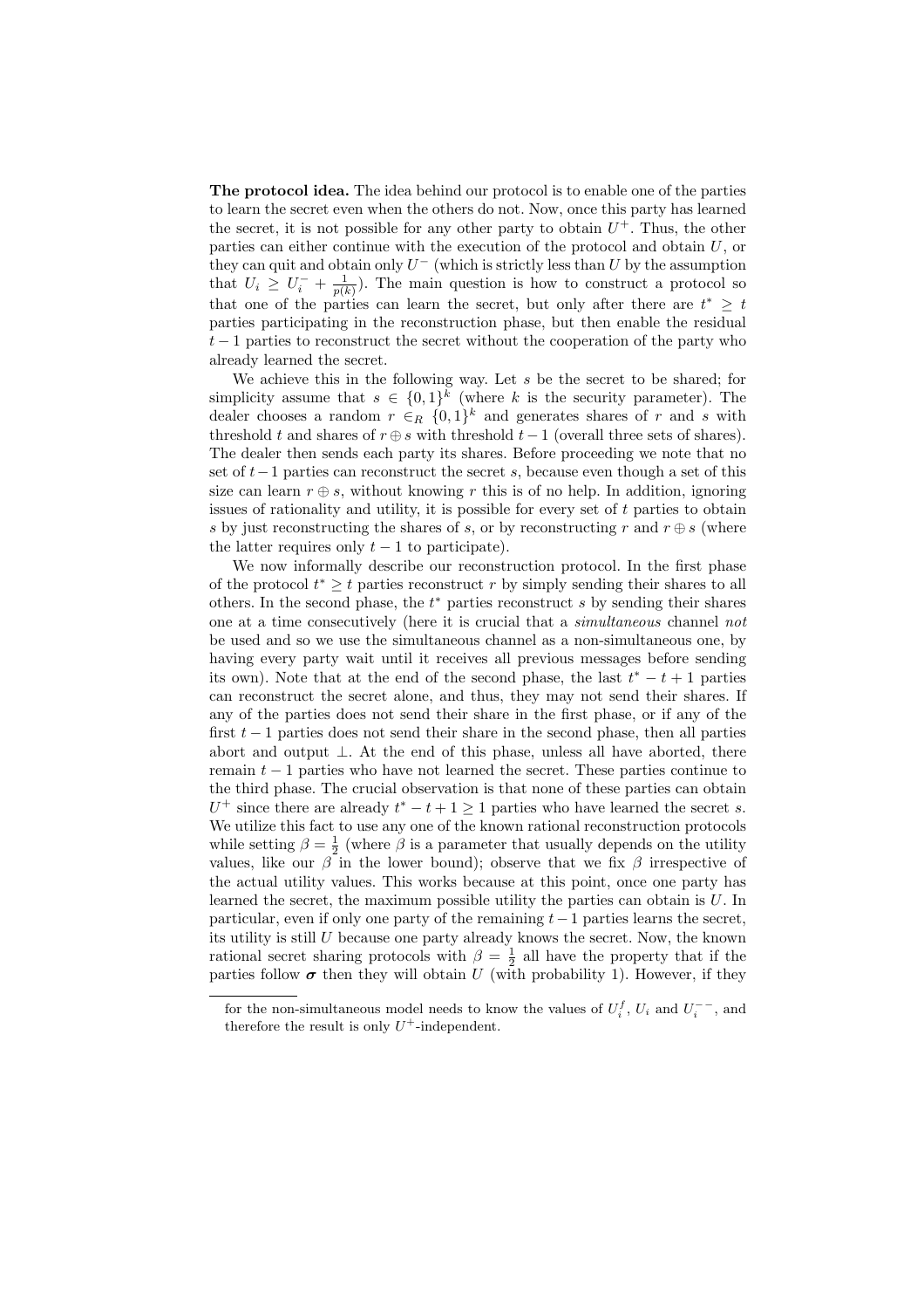**The protocol idea.** The idea behind our protocol is to enable one of the parties to learn the secret even when the others do not. Now, once this party has learned the secret, it is not possible for any other party to obtain $U^+$. Thus, the other parties can either continue with the execution of the protocol and obtain $U$, or they can quit and obtain only $U^-$ (which is strictly less than $U$ by the assumption that $U_i \geq U_i^- + \frac{1}{p(k)}$). The main question is how to construct a protocol so that one of the parties can learn the secret, but only after there are $t^* \geq t$ parties participating in the reconstruction phase, but then enable the residual $t-1$ parties to reconstruct the secret without the cooperation of the party who already learned the secret.

We achieve this in the following way. Let $s$ be the secret to be shared; for simplicity assume that $s \in \{0,1\}^k$ (where $k$ is the security parameter). The dealer chooses a random $r \in_R \{0,1\}^k$ and generates shares of $r$ and $s$ with threshold $t$ and shares of $r \oplus s$ with threshold $t-1$ (overall three sets of shares). The dealer then sends each party its shares. Before proceeding we note that no set of $t-1$ parties can reconstruct the secret $s$, because even though a set of this size can learn $r \oplus s$, without knowing $r$ this is of no help. In addition, ignoring issues of rationality and utility, it is possible for every set of $t$ parties to obtain $s$ by just reconstructing the shares of $s$, or by reconstructing $r$ and $r \oplus s$ (where the latter requires only $t-1$ to participate).

We now informally describe our reconstruction protocol. In the first phase of the protocol $t^* \geq t$ parties reconstruct $r$ by simply sending their shares to all others. In the second phase, the $t^*$ parties reconstruct $s$ by sending their shares one at a time consecutively (here it is crucial that a *simultaneous* channel *not* be used and so we use the simultaneous channel as a non-simultaneous one, by having every party wait until it receives all previous messages before sending its own). Note that at the end of the second phase, the last $t^* - t + 1$ parties can reconstruct the secret alone, and thus, they may not send their shares. If any of the parties does not send their share in the first phase, or if any of the first $t-1$ parties does not send their share in the second phase, then all parties abort and output $\perp$. At the end of this phase, unless all have aborted, there remain $t-1$ parties who have not learned the secret. These parties continue to the third phase. The crucial observation is that none of these parties can obtain $U^+$ since there are already $t^* - t + 1 \geq 1$ parties who have learned the secret $s$. We utilize this fact to use any one of the known rational reconstruction protocols while setting $\beta = \frac{1}{2}$ (where $\beta$ is a parameter that usually depends on the utility values, like our $\beta$ in the lower bound); observe that we fix $\beta$ irrespective of the actual utility values. This works because at this point, once one party has learned the secret, the maximum possible utility the parties can obtain is $U$. In particular, even if only one party of the remaining $t-1$ parties learns the secret, its utility is still $U$ because one party already knows the secret. Now, the known rational secret sharing protocols with $\beta = \frac{1}{2}$ all have the property that if the parties follow $\boldsymbol{\sigma}$ then they will obtain $U$ (with probability 1). However, if they

---

for the non-simultaneous model needs to know the values of $U_i^f$, $U_i$ and $U_i^{--}$, and therefore the result is only $U^+$-independent.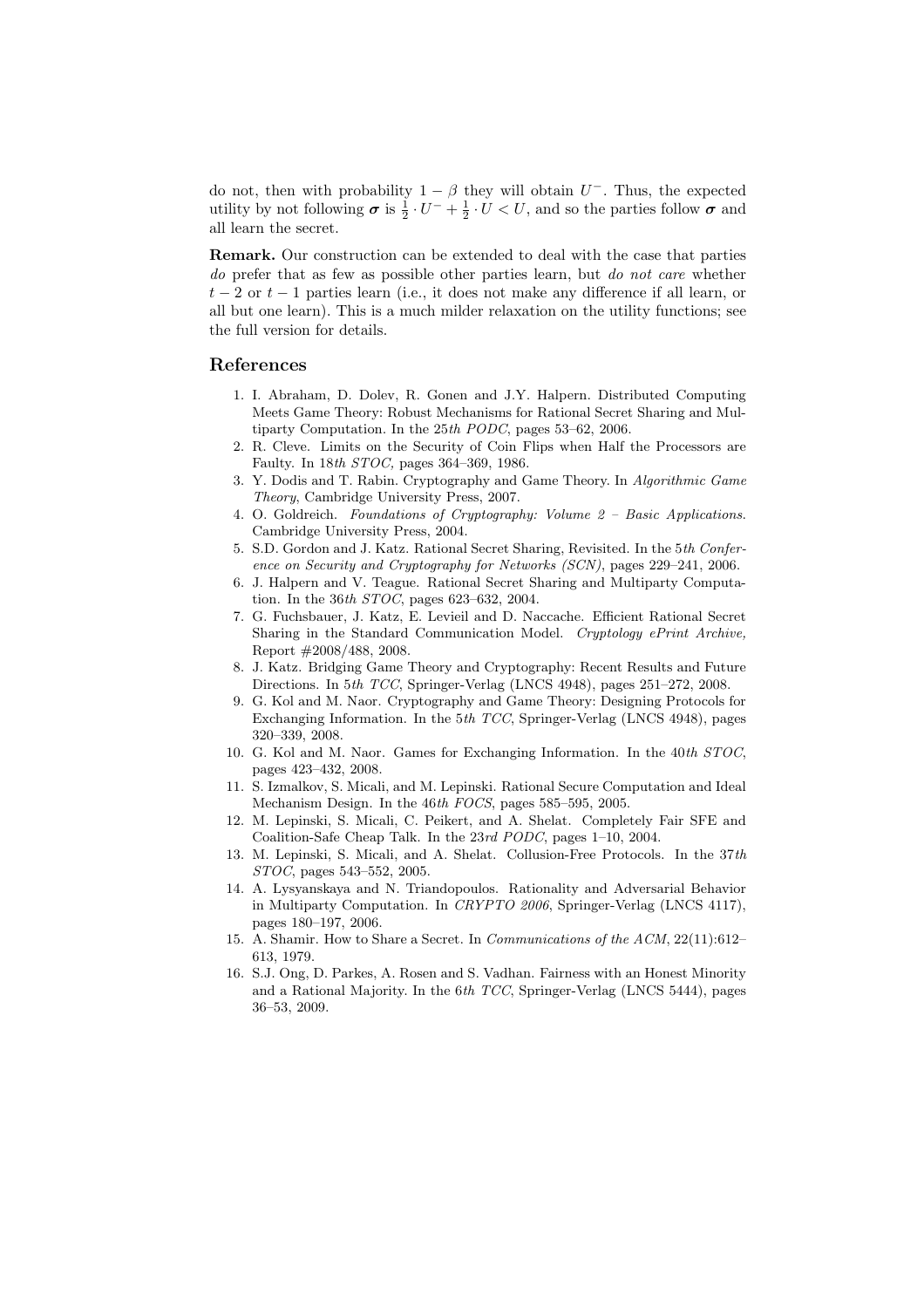do not, then with probability $1 - \beta$ they will obtain $U^-$. Thus, the expected utility by not following $\boldsymbol{\sigma}$ is $\frac{1}{2} \cdot U^- + \frac{1}{2} \cdot U < U$, and so the parties follow $\boldsymbol{\sigma}$ and all learn the secret.

**Remark.** Our construction can be extended to deal with the case that parties *do* prefer that as few as possible other parties learn, but *do not care* whether $t-2$ or $t-1$ parties learn (i.e., it does not make any difference if all learn, or all but one learn). This is a much milder relaxation on the utility functions; see the full version for details.

## References

1. I. Abraham, D. Dolev, R. Gonen and J.Y. Halpern. Distributed Computing Meets Game Theory: Robust Mechanisms for Rational Secret Sharing and Multiparty Computation. In the 25*th PODC*, pages 53–62, 2006.
2. R. Cleve. Limits on the Security of Coin Flips when Half the Processors are Faulty. In 18*th STOC,* pages 364–369, 1986.
3. Y. Dodis and T. Rabin. Cryptography and Game Theory. In *Algorithmic Game Theory*, Cambridge University Press, 2007.
4. O. Goldreich. *Foundations of Cryptography: Volume 2 – Basic Applications.* Cambridge University Press, 2004.
5. S.D. Gordon and J. Katz. Rational Secret Sharing, Revisited. In the 5*th Conference on Security and Cryptography for Networks (SCN)*, pages 229–241, 2006.
6. J. Halpern and V. Teague. Rational Secret Sharing and Multiparty Computation. In the 36*th STOC*, pages 623–632, 2004.
7. G. Fuchsbauer, J. Katz, E. Levieil and D. Naccache. Efficient Rational Secret Sharing in the Standard Communication Model. *Cryptology ePrint Archive,* Report #2008/488, 2008.
8. J. Katz. Bridging Game Theory and Cryptography: Recent Results and Future Directions. In 5*th TCC*, Springer-Verlag (LNCS 4948), pages 251–272, 2008.
9. G. Kol and M. Naor. Cryptography and Game Theory: Designing Protocols for Exchanging Information. In the 5*th TCC*, Springer-Verlag (LNCS 4948), pages 320–339, 2008.
10. G. Kol and M. Naor. Games for Exchanging Information. In the 40*th STOC*, pages 423–432, 2008.
11. S. Izmalkov, S. Micali, and M. Lepinski. Rational Secure Computation and Ideal Mechanism Design. In the 46*th FOCS*, pages 585–595, 2005.
12. M. Lepinski, S. Micali, C. Peikert, and A. Shelat. Completely Fair SFE and Coalition-Safe Cheap Talk. In the 23*rd PODC*, pages 1–10, 2004.
13. M. Lepinski, S. Micali, and A. Shelat. Collusion-Free Protocols. In the 37*th STOC*, pages 543–552, 2005.
14. A. Lysyanskaya and N. Triandopoulos. Rationality and Adversarial Behavior in Multiparty Computation. In *CRYPTO 2006*, Springer-Verlag (LNCS 4117), pages 180–197, 2006.
15. A. Shamir. How to Share a Secret. In *Communications of the ACM*, 22(11):612–613, 1979.
16. S.J. Ong, D. Parkes, A. Rosen and S. Vadhan. Fairness with an Honest Minority and a Rational Majority. In the 6*th TCC*, Springer-Verlag (LNCS 5444), pages 36–53, 2009.